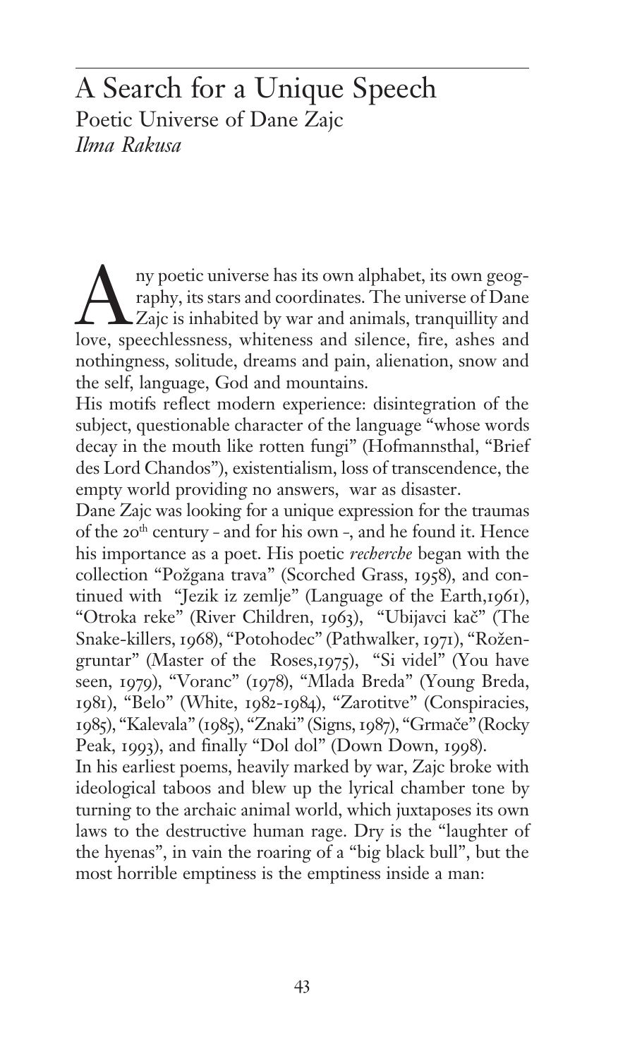# A Search for a Unique Speech

## Poetic Universe of Dane Zajc

*Ilma Rakusa*

Any poetic universe has its own alphabet, its own geography, its stars and coordinates. The universe of Dane Zajc is inhabited by war and animals, tranquillity and love, speechlessness, whiteness and silence, fire, ashes and nothingness, solitude, dreams and pain, alienation, snow and the self, language, God and mountains.

His motifs reflect modern experience: disintegration of the subject, questionable character of the language "whose words decay in the mouth like rotten fungi" (Hofmannsthal, "Brief des Lord Chandos"), existentialism, loss of transcendence, the empty world providing no answers, war as disaster.

Dane Zajc was looking for a unique expression for the traumas of the 20th century - and for his own -, and he found it. Hence his importance as a poet. His poetic *recherche* began with the collection "Požgana trava" (Scorched Grass, 1958), and continued with "Jezik iz zemlje" (Language of the Earth,1961), "Otroka reke" (River Children, 1963), "Ubijavci kač" (The Snake-killers, 1968), "Potohodec" (Pathwalker, 1971), "Rožengruntar" (Master of the Roses,1975), "Si videl" (You have seen, 1979), "Voranc" (1978), "Mlada Breda" (Young Breda, 1981), "Belo" (White, 1982-1984), "Zarotitve" (Conspiracies, 1985), "Kalevala" (1985), "Znaki" (Signs, 1987), "Grmače" (Rocky Peak, 1993), and finally "Dol dol" (Down Down, 1998).

In his earliest poems, heavily marked by war, Zajc broke with ideological taboos and blew up the lyrical chamber tone by turning to the archaic animal world, which juxtaposes its own laws to the destructive human rage. Dry is the "laughter of the hyenas", in vain the roaring of a "big black bull", but the most horrible emptiness is the emptiness inside a man: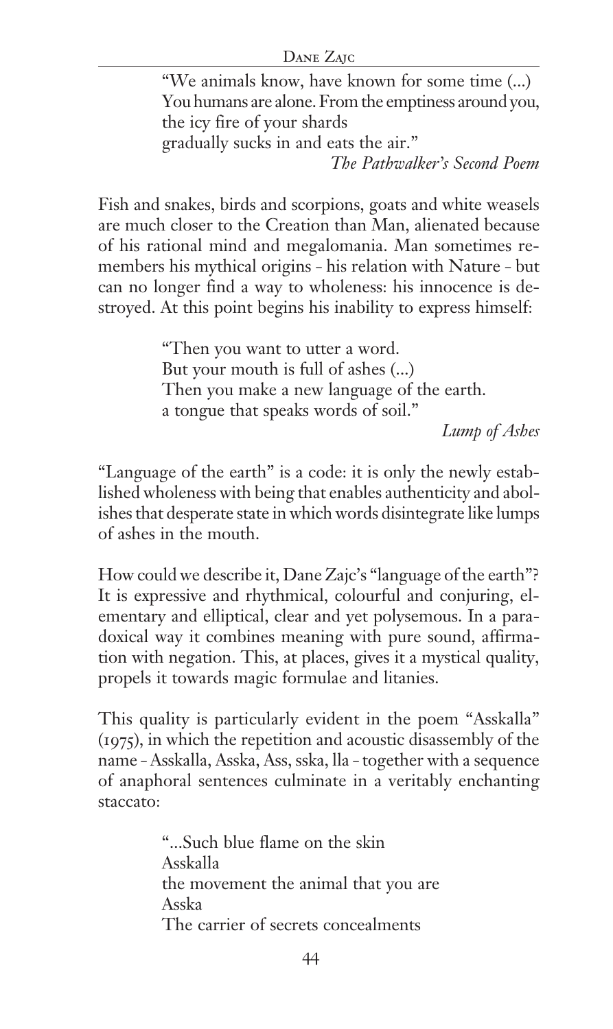> "We animals know, have known for some time (...)
> You humans are alone. From the emptiness around you,
> the icy fire of your shards
> gradually sucks in and eats the air."
>
> *The Pathwalker's Second Poem*

Fish and snakes, birds and scorpions, goats and white weasels are much closer to the Creation than Man, alienated because of his rational mind and megalomania. Man sometimes remembers his mythical origins - his relation with Nature - but can no longer find a way to wholeness: his innocence is destroyed. At this point begins his inability to express himself:

> "Then you want to utter a word.
> But your mouth is full of ashes (...)
> Then you make a new language of the earth.
> a tongue that speaks words of soil."
>
> *Lump of Ashes*

"Language of the earth" is a code: it is only the newly established wholeness with being that enables authenticity and abolishes that desperate state in which words disintegrate like lumps of ashes in the mouth.

How could we describe it, Dane Zajc's "language of the earth"? It is expressive and rhythmical, colourful and conjuring, elementary and elliptical, clear and yet polysemous. In a paradoxical way it combines meaning with pure sound, affirmation with negation. This, at places, gives it a mystical quality, propels it towards magic formulae and litanies.

This quality is particularly evident in the poem "Asskalla" (1975), in which the repetition and acoustic disassembly of the name - Asskalla, Asska, Ass, sska, lla - together with a sequence of anaphoral sentences culminate in a veritably enchanting staccato:

> "...Such blue flame on the skin
> Asskalla
> the movement the animal that you are
> Asska
> The carrier of secrets concealments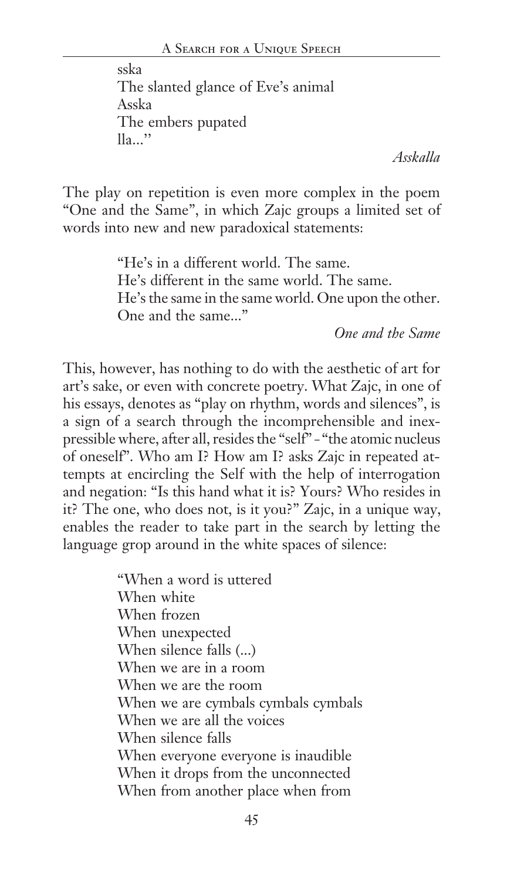sska  
The slanted glance of Eve's animal  
Asska  
The embers pupated  
lla..."

*Asskalla*

The play on repetition is even more complex in the poem "One and the Same", in which Zajc groups a limited set of words into new and new paradoxical statements:

> "He's in a different world. The same.  
> He's different in the same world. The same.  
> He's the same in the same world. One upon the other.  
> One and the same..."
>
> *One and the Same*

This, however, has nothing to do with the aesthetic of art for art's sake, or even with concrete poetry. What Zajc, in one of his essays, denotes as "play on rhythm, words and silences", is a sign of a search through the incomprehensible and inexpressible where, after all, resides the "self" - "the atomic nucleus of oneself". Who am I? How am I? asks Zajc in repeated attempts at encircling the Self with the help of interrogation and negation: "Is this hand what it is? Yours? Who resides in it? The one, who does not, is it you?" Zajc, in a unique way, enables the reader to take part in the search by letting the language grop around in the white spaces of silence:

> "When a word is uttered  
> When white  
> When frozen  
> When unexpected  
> When silence falls (...)  
> When we are in a room  
> When we are the room  
> When we are cymbals cymbals cymbals  
> When we are all the voices  
> When silence falls  
> When everyone everyone is inaudible  
> When it drops from the unconnected  
> When from another place when from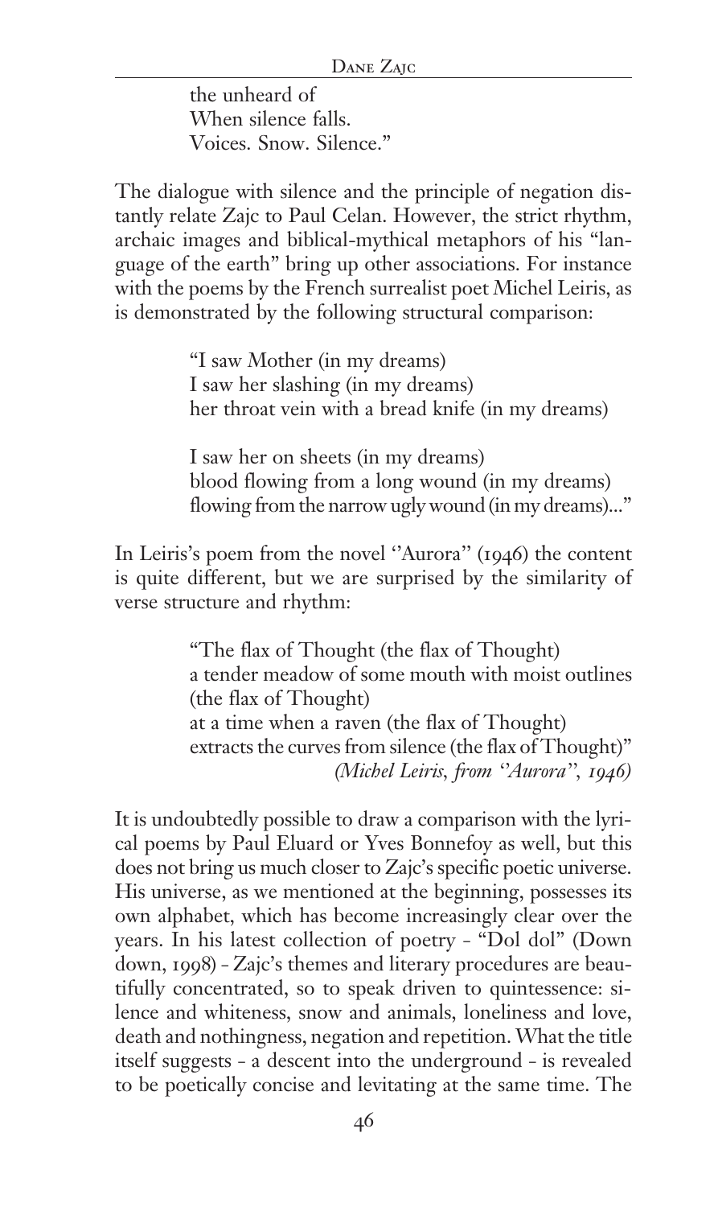> the unheard of
> When silence falls.
> Voices. Snow. Silence."

The dialogue with silence and the principle of negation distantly relate Zajc to Paul Celan. However, the strict rhythm, archaic images and biblical-mythical metaphors of his "language of the earth" bring up other associations. For instance with the poems by the French surrealist poet Michel Leiris, as is demonstrated by the following structural comparison:

> "I saw Mother (in my dreams)
> I saw her slashing (in my dreams)
> her throat vein with a bread knife (in my dreams)
>
> I saw her on sheets (in my dreams)
> blood flowing from a long wound (in my dreams)
> flowing from the narrow ugly wound (in my dreams)..."

In Leiris's poem from the novel ''Aurora'' (1946) the content is quite different, but we are surprised by the similarity of verse structure and rhythm:

> "The flax of Thought (the flax of Thought)
> a tender meadow of some mouth with moist outlines
> (the flax of Thought)
> at a time when a raven (the flax of Thought)
> extracts the curves from silence (the flax of Thought)"
> *(Michel Leiris, from ''Aurora'', 1946)*

It is undoubtedly possible to draw a comparison with the lyrical poems by Paul Eluard or Yves Bonnefoy as well, but this does not bring us much closer to Zajc's specific poetic universe. His universe, as we mentioned at the beginning, possesses its own alphabet, which has become increasingly clear over the years. In his latest collection of poetry - "Dol dol" (Down down, 1998) - Zajc's themes and literary procedures are beautifully concentrated, so to speak driven to quintessence: silence and whiteness, snow and animals, loneliness and love, death and nothingness, negation and repetition. What the title itself suggests - a descent into the underground - is revealed to be poetically concise and levitating at the same time. The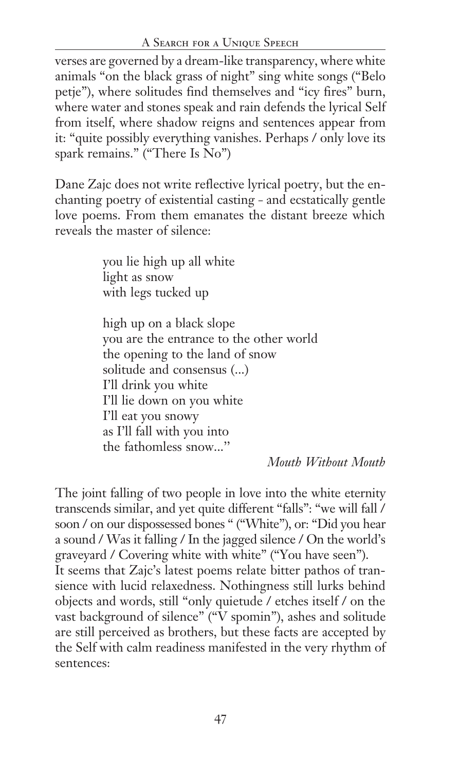verses are governed by a dream-like transparency, where white animals "on the black grass of night" sing white songs ("Belo petje"), where solitudes find themselves and "icy fires" burn, where water and stones speak and rain defends the lyrical Self from itself, where shadow reigns and sentences appear from it: "quite possibly everything vanishes. Perhaps / only love its spark remains." ("There Is No")

Dane Zajc does not write reflective lyrical poetry, but the enchanting poetry of existential casting - and ecstatically gentle love poems. From them emanates the distant breeze which reveals the master of silence:

> you lie high up all white
> light as snow
> with legs tucked up
>
> high up on a black slope
> you are the entrance to the other world
> the opening to the land of snow
> solitude and consensus (...)
> I'll drink you white
> I'll lie down on you white
> I'll eat you snowy
> as I'll fall with you into
> the fathomless snow..."
>
> *Mouth Without Mouth*

The joint falling of two people in love into the white eternity transcends similar, and yet quite different "falls": "we will fall / soon / on our dispossessed bones " ("White"), or: "Did you hear a sound / Was it falling / In the jagged silence / On the world's graveyard / Covering white with white" ("You have seen").
It seems that Zajc's latest poems relate bitter pathos of transience with lucid relaxedness. Nothingness still lurks behind objects and words, still "only quietude / etches itself / on the vast background of silence" ("V spomin"), ashes and solitude are still perceived as brothers, but these facts are accepted by the Self with calm readiness manifested in the very rhythm of sentences: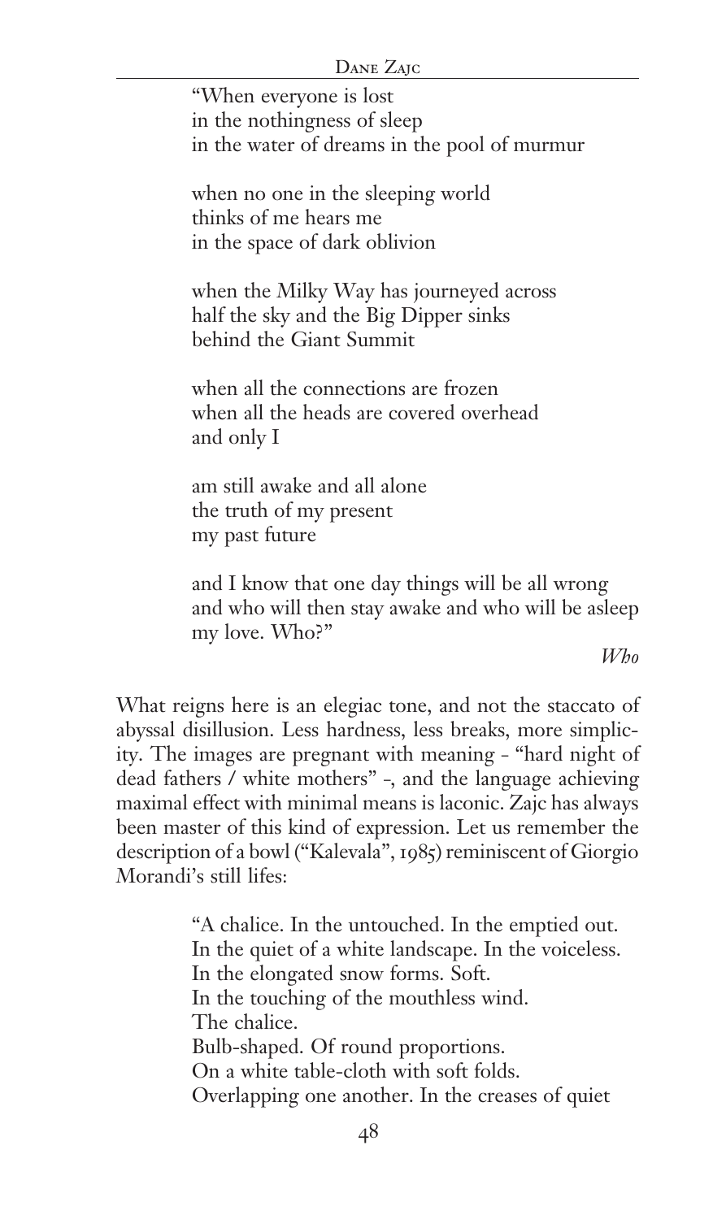"When everyone is lost  
in the nothingness of sleep  
in the water of dreams in the pool of murmur

when no one in the sleeping world  
thinks of me hears me  
in the space of dark oblivion

when the Milky Way has journeyed across  
half the sky and the Big Dipper sinks  
behind the Giant Summit

when all the connections are frozen  
when all the heads are covered overhead  
and only I

am still awake and all alone  
the truth of my present  
my past future

and I know that one day things will be all wrong  
and who will then stay awake and who will be asleep  
my love. Who?"

*Who*

What reigns here is an elegiac tone, and not the staccato of abyssal disillusion. Less hardness, less breaks, more simplicity. The images are pregnant with meaning - "hard night of dead fathers / white mothers" -, and the language achieving maximal effect with minimal means is laconic. Zajc has always been master of this kind of expression. Let us remember the description of a bowl ("Kalevala", 1985) reminiscent of Giorgio Morandi's still lifes:

"A chalice. In the untouched. In the emptied out.  
In the quiet of a white landscape. In the voiceless.  
In the elongated snow forms. Soft.  
In the touching of the mouthless wind.  
The chalice.  
Bulb-shaped. Of round proportions.  
On a white table-cloth with soft folds.  
Overlapping one another. In the creases of quiet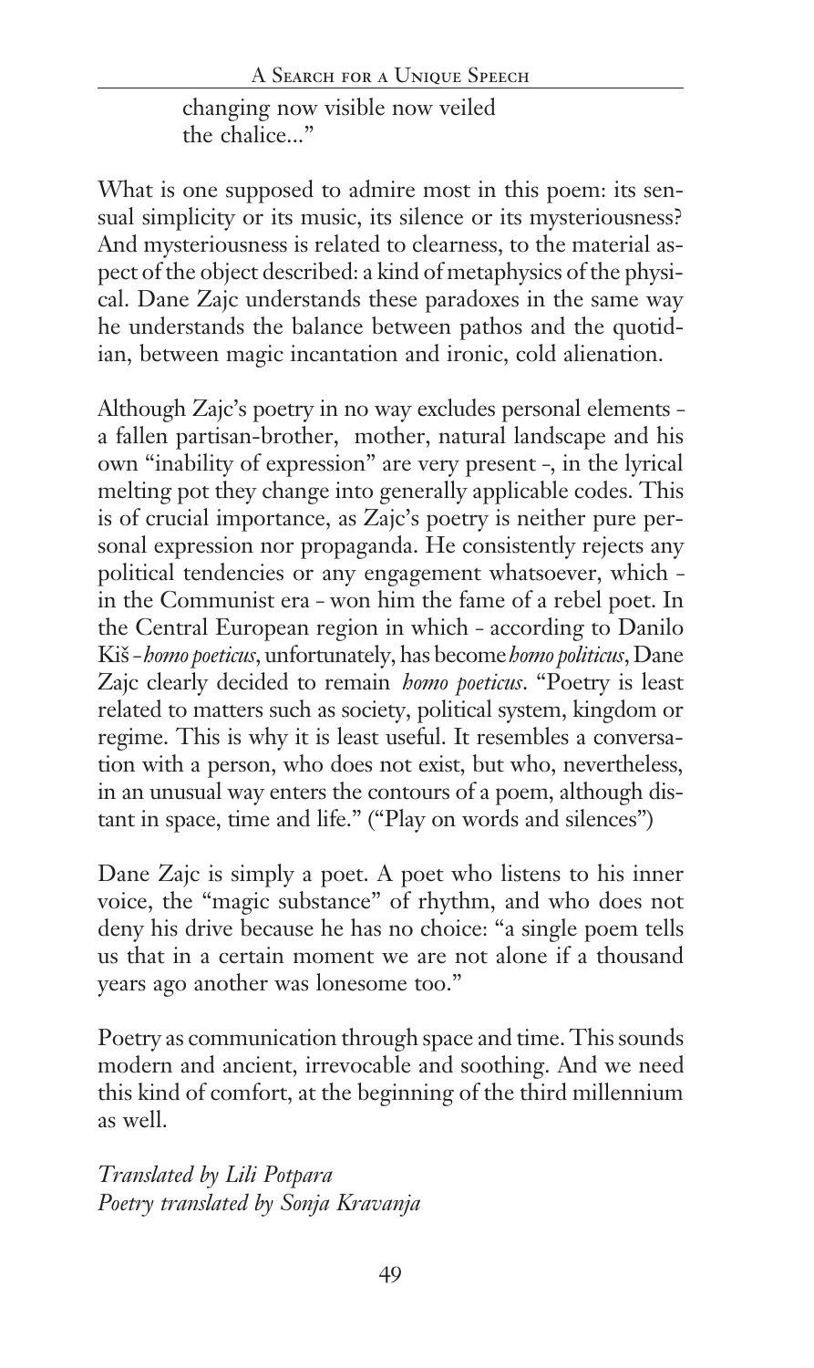changing now visible now veiled  
the chalice..."

What is one supposed to admire most in this poem: its sensual simplicity or its music, its silence or its mysteriousness? And mysteriousness is related to clearness, to the material aspect of the object described: a kind of metaphysics of the physical. Dane Zajc understands these paradoxes in the same way he understands the balance between pathos and the quotidian, between magic incantation and ironic, cold alienation.

Although Zajc's poetry in no way excludes personal elements - a fallen partisan-brother, mother, natural landscape and his own "inability of expression" are very present -, in the lyrical melting pot they change into generally applicable codes. This is of crucial importance, as Zajc's poetry is neither pure personal expression nor propaganda. He consistently rejects any political tendencies or any engagement whatsoever, which - in the Communist era - won him the fame of a rebel poet. In the Central European region in which - according to Danilo Kiš - *homo poeticus*, unfortunately, has become *homo politicus*, Dane Zajc clearly decided to remain *homo poeticus*. "Poetry is least related to matters such as society, political system, kingdom or regime. This is why it is least useful. It resembles a conversation with a person, who does not exist, but who, nevertheless, in an unusual way enters the contours of a poem, although distant in space, time and life." ("Play on words and silences")

Dane Zajc is simply a poet. A poet who listens to his inner voice, the "magic substance" of rhythm, and who does not deny his drive because he has no choice: "a single poem tells us that in a certain moment we are not alone if a thousand years ago another was lonesome too."

Poetry as communication through space and time. This sounds modern and ancient, irrevocable and soothing. And we need this kind of comfort, at the beginning of the third millennium as well.

*Translated by Lili Potpara*  
*Poetry translated by Sonja Kravanja*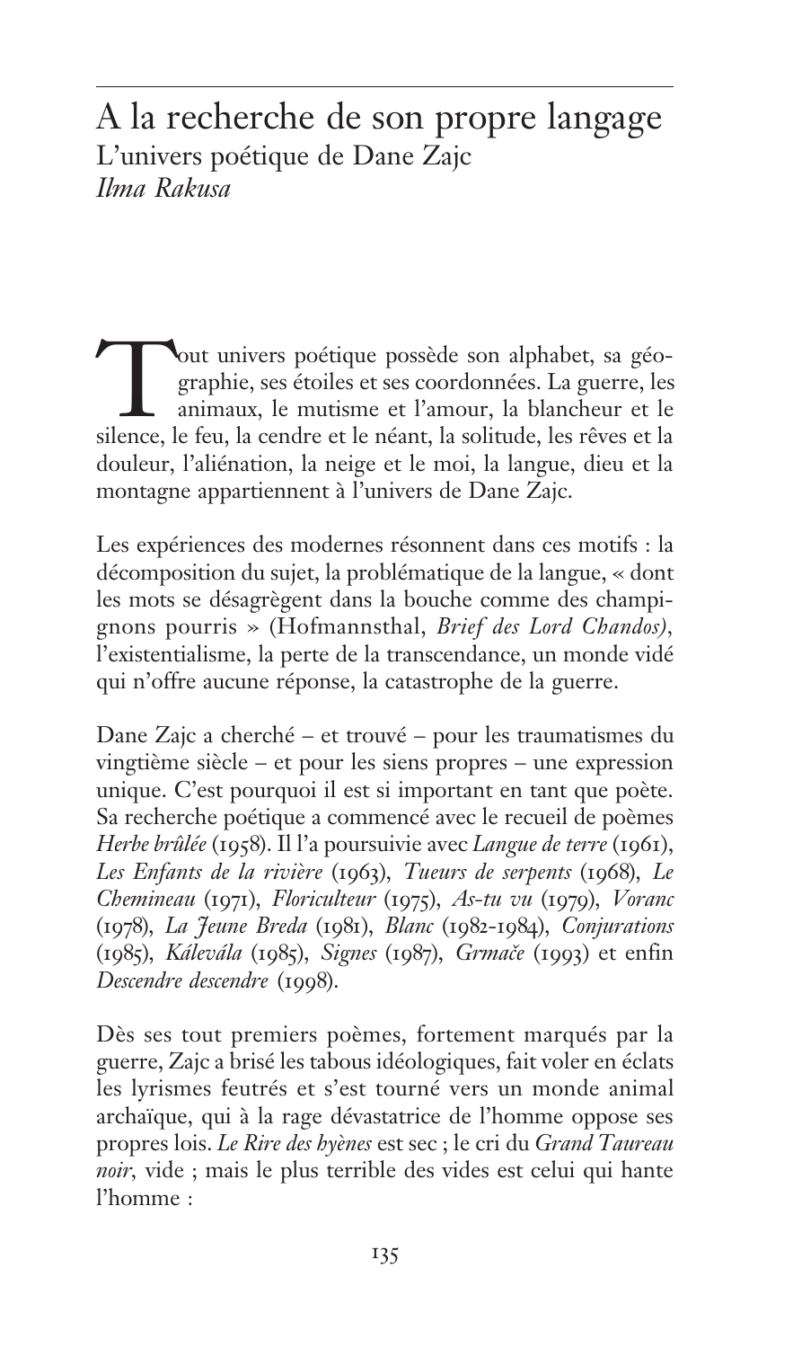# A la recherche de son propre langage

## L'univers poétique de Dane Zajc

*Ilma Rakusa*

Tout univers poétique possède son alphabet, sa géographie, ses étoiles et ses coordonnées. La guerre, les animaux, le mutisme et l'amour, la blancheur et le silence, le feu, la cendre et le néant, la solitude, les rêves et la douleur, l'aliénation, la neige et le moi, la langue, dieu et la montagne appartiennent à l'univers de Dane Zajc.

Les expériences des modernes résonnent dans ces motifs : la décomposition du sujet, la problématique de la langue, « dont les mots se désagrègent dans la bouche comme des champignons pourris » (Hofmannsthal, *Brief des Lord Chandos)*, l'existentialisme, la perte de la transcendance, un monde vidé qui n'offre aucune réponse, la catastrophe de la guerre.

Dane Zajc a cherché – et trouvé – pour les traumatismes du vingtième siècle – et pour les siens propres – une expression unique. C'est pourquoi il est si important en tant que poète. Sa recherche poétique a commencé avec le recueil de poèmes *Herbe brûlée* (1958). Il l'a poursuivie avec *Langue de terre* (1961), *Les Enfants de la rivière* (1963), *Tueurs de serpents* (1968), *Le Chemineau* (1971), *Floriculteur* (1975), *As-tu vu* (1979), *Voranc* (1978), *La Jeune Breda* (1981), *Blanc* (1982-1984), *Conjurations* (1985), *Kálevála* (1985), *Signes* (1987), *Grmače* (1993) et enfin *Descendre descendre* (1998).

Dès ses tout premiers poèmes, fortement marqués par la guerre, Zajc a brisé les tabous idéologiques, fait voler en éclats les lyrismes feutrés et s'est tourné vers un monde animal archaïque, qui à la rage dévastatrice de l'homme oppose ses propres lois. *Le Rire des hyènes* est sec ; le cri du *Grand Taureau noir*, vide ; mais le plus terrible des vides est celui qui hante l'homme :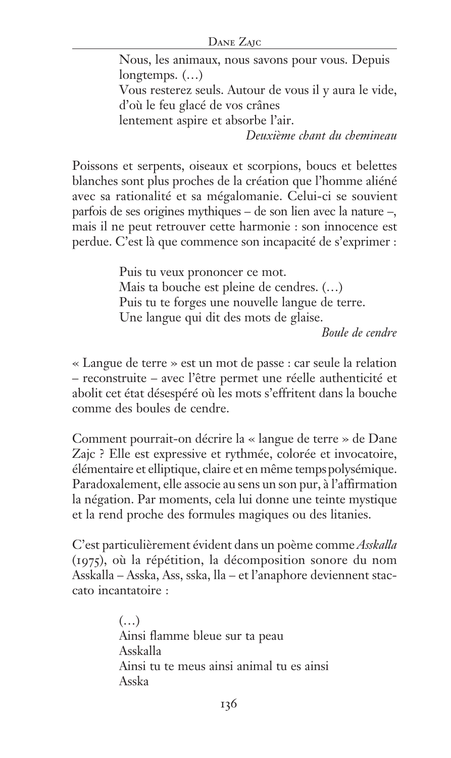> Nous, les animaux, nous savons pour vous. Depuis longtemps. (…)
> Vous resterez seuls. Autour de vous il y aura le vide,
> d'où le feu glacé de vos crânes
> lentement aspire et absorbe l'air.
>
> *Deuxième chant du chemineau*

Poissons et serpents, oiseaux et scorpions, boucs et belettes blanches sont plus proches de la création que l'homme aliéné avec sa rationalité et sa mégalomanie. Celui-ci se souvient parfois de ses origines mythiques – de son lien avec la nature –, mais il ne peut retrouver cette harmonie : son innocence est perdue. C'est là que commence son incapacité de s'exprimer :

> Puis tu veux prononcer ce mot.
> Mais ta bouche est pleine de cendres. (…)
> Puis tu te forges une nouvelle langue de terre.
> Une langue qui dit des mots de glaise.
>
> *Boule de cendre*

« Langue de terre » est un mot de passe : car seule la relation – reconstruite – avec l'être permet une réelle authenticité et abolit cet état désespéré où les mots s'effritent dans la bouche comme des boules de cendre.

Comment pourrait-on décrire la « langue de terre » de Dane Zajc ? Elle est expressive et rythmée, colorée et invocatoire, élémentaire et elliptique, claire et en même temps polysémique. Paradoxalement, elle associe au sens un son pur, à l'affirmation la négation. Par moments, cela lui donne une teinte mystique et la rend proche des formules magiques ou des litanies.

C'est particulièrement évident dans un poème comme *Asskalla* (1975), où la répétition, la décomposition sonore du nom Asskalla – Asska, Ass, sska, lla – et l'anaphore deviennent staccato incantatoire :

> (…)
> Ainsi flamme bleue sur ta peau
> Asskalla
> Ainsi tu te meus ainsi animal tu es ainsi
> Asska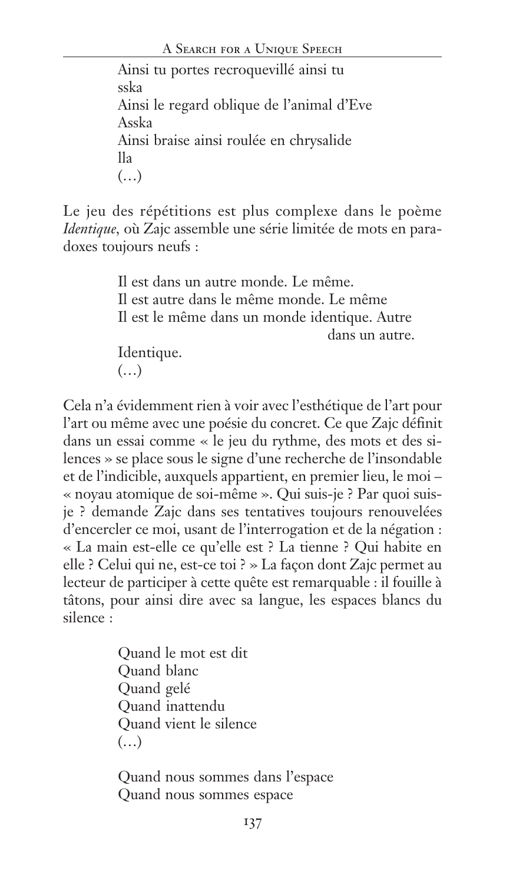Ainsi tu portes recroquevillé ainsi tu  
sska  
Ainsi le regard oblique de l'animal d'Eve  
Asska  
Ainsi braise ainsi roulée en chrysalide  
lla  
(…)

Le jeu des répétitions est plus complexe dans le poème *Identique*, où Zajc assemble une série limitée de mots en paradoxes toujours neufs :

> Il est dans un autre monde. Le même.  
> Il est autre dans le même monde. Le même  
> Il est le même dans un monde identique. Autre  
> dans un autre.  
> Identique.  
> (…)

Cela n'a évidemment rien à voir avec l'esthétique de l'art pour l'art ou même avec une poésie du concret. Ce que Zajc définit dans un essai comme « le jeu du rythme, des mots et des silences » se place sous le signe d'une recherche de l'insondable et de l'indicible, auxquels appartient, en premier lieu, le moi – « noyau atomique de soi-même ». Qui suis-je ? Par quoi suis-je ? demande Zajc dans ses tentatives toujours renouvelées d'encercler ce moi, usant de l'interrogation et de la négation : « La main est-elle ce qu'elle est ? La tienne ? Qui habite en elle ? Celui qui ne, est-ce toi ? » La façon dont Zajc permet au lecteur de participer à cette quête est remarquable : il fouille à tâtons, pour ainsi dire avec sa langue, les espaces blancs du silence :

> Quand le mot est dit  
> Quand blanc  
> Quand gelé  
> Quand inattendu  
> Quand vient le silence  
> (…)
>
> Quand nous sommes dans l'espace  
> Quand nous sommes espace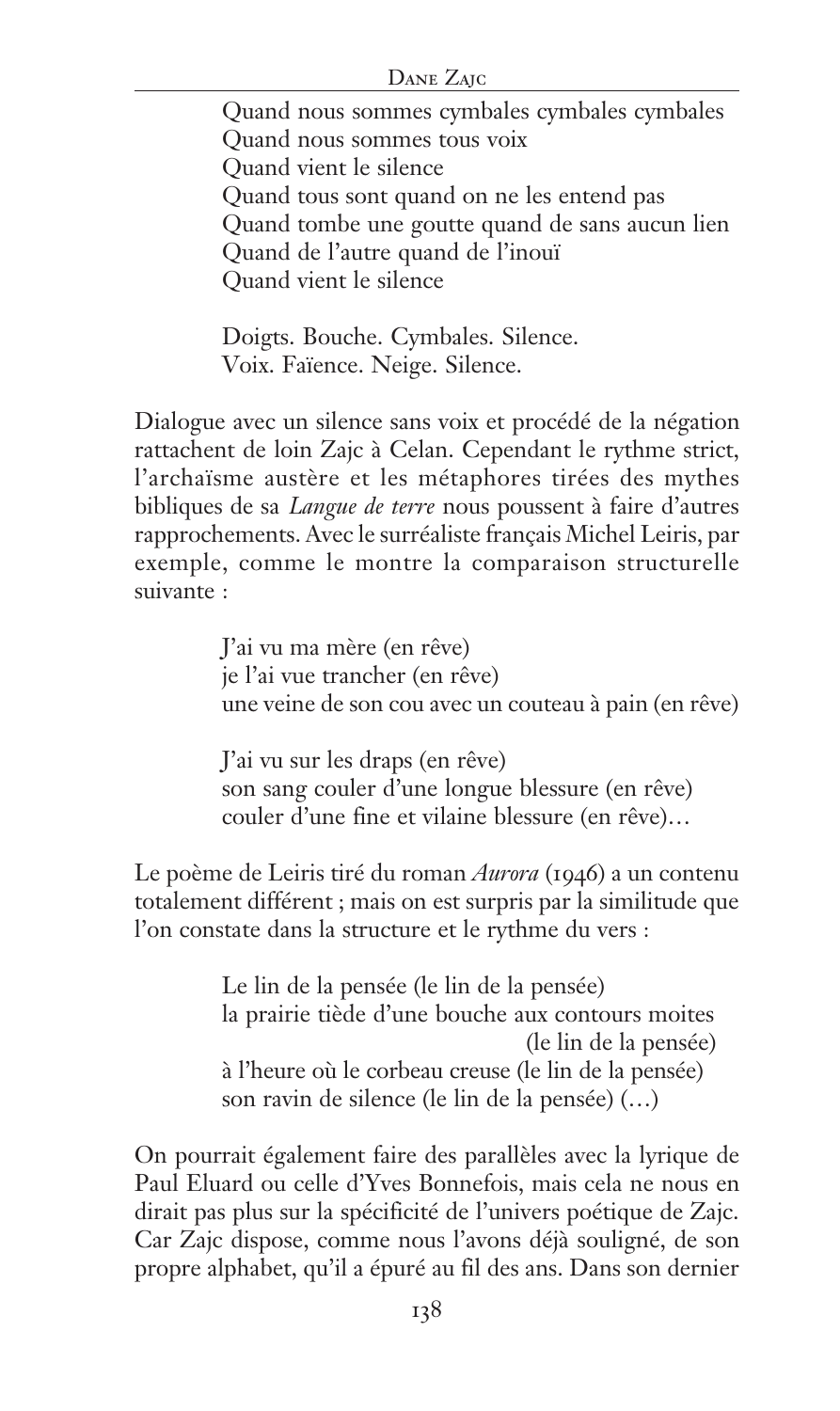Quand nous sommes cymbales cymbales cymbales  
Quand nous sommes tous voix  
Quand vient le silence  
Quand tous sont quand on ne les entend pas  
Quand tombe une goutte quand de sans aucun lien  
Quand de l'autre quand de l'inouï  
Quand vient le silence

Doigts. Bouche. Cymbales. Silence.  
Voix. Faïence. Neige. Silence.

Dialogue avec un silence sans voix et procédé de la négation rattachent de loin Zajc à Celan. Cependant le rythme strict, l'archaïsme austère et les métaphores tirées des mythes bibliques de sa *Langue de terre* nous poussent à faire d'autres rapprochements. Avec le surréaliste français Michel Leiris, par exemple, comme le montre la comparaison structurelle suivante :

J'ai vu ma mère (en rêve)  
je l'ai vue trancher (en rêve)  
une veine de son cou avec un couteau à pain (en rêve)

J'ai vu sur les draps (en rêve)  
son sang couler d'une longue blessure (en rêve)  
couler d'une fine et vilaine blessure (en rêve)…

Le poème de Leiris tiré du roman *Aurora* (1946) a un contenu totalement différent ; mais on est surpris par la similitude que l'on constate dans la structure et le rythme du vers :

Le lin de la pensée (le lin de la pensée)  
la prairie tiède d'une bouche aux contours moites (le lin de la pensée)  
à l'heure où le corbeau creuse (le lin de la pensée)  
son ravin de silence (le lin de la pensée) (…)

On pourrait également faire des parallèles avec la lyrique de Paul Eluard ou celle d'Yves Bonnefois, mais cela ne nous en dirait pas plus sur la spécificité de l'univers poétique de Zajc. Car Zajc dispose, comme nous l'avons déjà souligné, de son propre alphabet, qu'il a épuré au fil des ans. Dans son dernier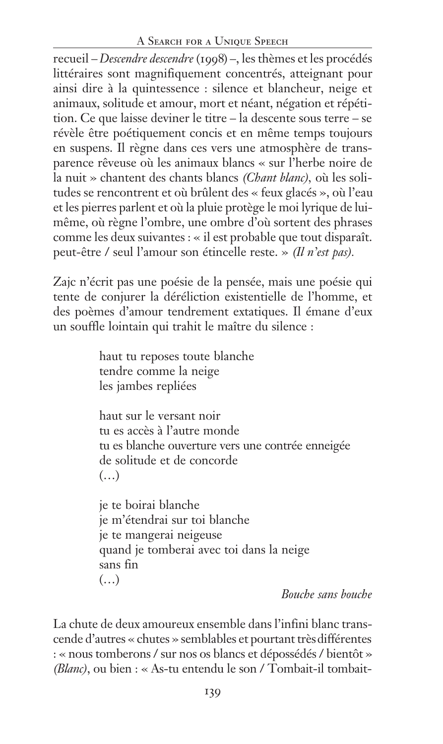recueil – *Descendre descendre* (1998) –, les thèmes et les procédés littéraires sont magnifiquement concentrés, atteignant pour ainsi dire à la quintessence : silence et blancheur, neige et animaux, solitude et amour, mort et néant, négation et répétition. Ce que laisse deviner le titre – la descente sous terre – se révèle être poétiquement concis et en même temps toujours en suspens. Il règne dans ces vers une atmosphère de transparence rêveuse où les animaux blancs « sur l'herbe noire de la nuit » chantent des chants blancs *(Chant blanc)*, où les solitudes se rencontrent et où brûlent des « feux glacés », où l'eau et les pierres parlent et où la pluie protège le moi lyrique de lui-même, où règne l'ombre, une ombre d'où sortent des phrases comme les deux suivantes : « il est probable que tout disparaît. peut-être / seul l'amour son étincelle reste. » *(Il n'est pas)*.

Zajc n'écrit pas une poésie de la pensée, mais une poésie qui tente de conjurer la déréliction existentielle de l'homme, et des poèmes d'amour tendrement extatiques. Il émane d'eux un souffle lointain qui trahit le maître du silence :

> haut tu reposes toute blanche
> tendre comme la neige
> les jambes repliées
>
> haut sur le versant noir
> tu es accès à l'autre monde
> tu es blanche ouverture vers une contrée enneigée
> de solitude et de concorde
> (…)
>
> je te boirai blanche
> je m'étendrai sur toi blanche
> je te mangerai neigeuse
> quand je tomberai avec toi dans la neige
> sans fin
> (…)
>
> *Bouche sans bouche*

La chute de deux amoureux ensemble dans l'infini blanc transcende d'autres « chutes » semblables et pourtant très différentes : « nous tomberons / sur nos os blancs et dépossédés / bientôt » *(Blanc)*, ou bien : « As-tu entendu le son / Tombait-il tombait-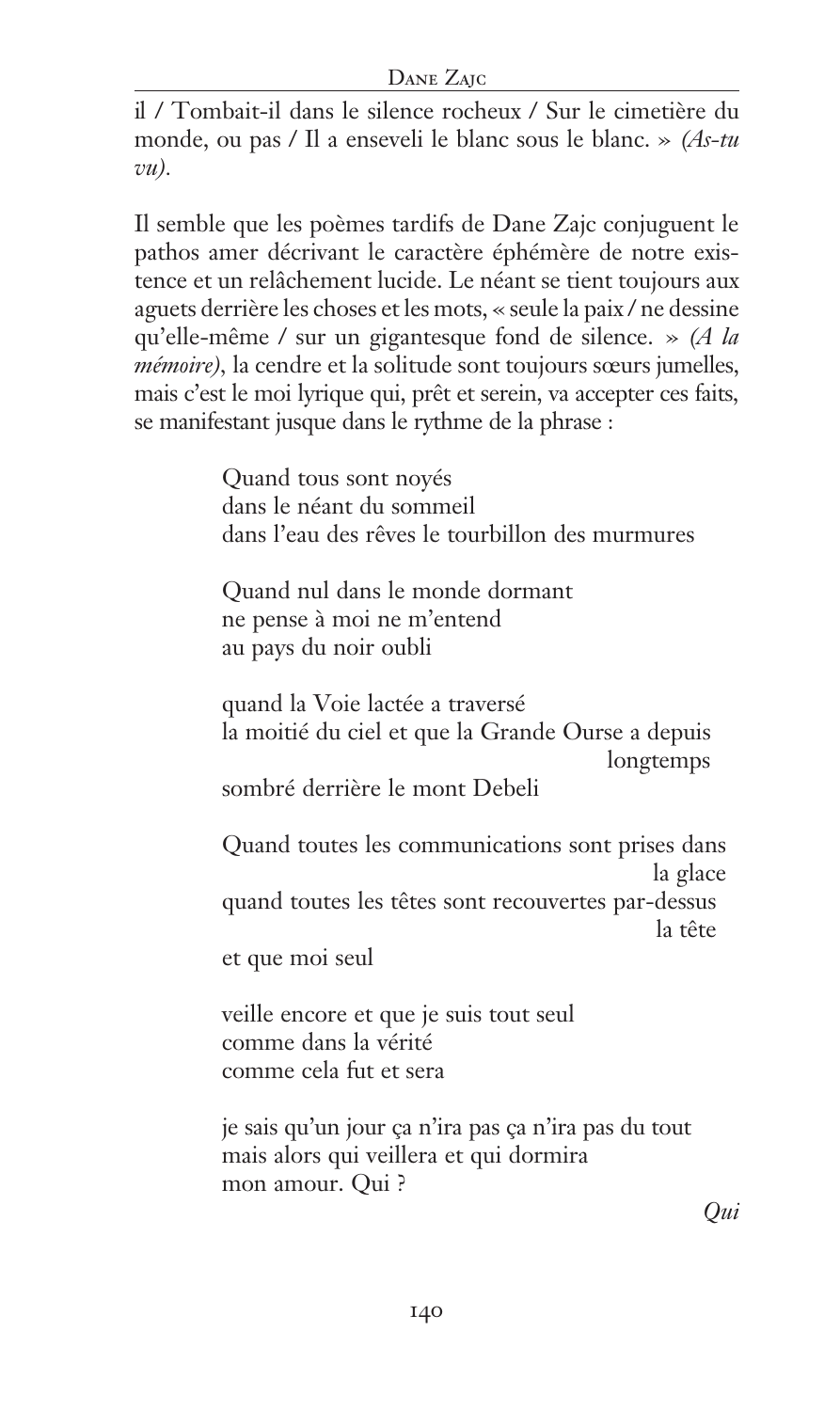il / Tombait-il dans le silence rocheux / Sur le cimetière du monde, ou pas / Il a enseveli le blanc sous le blanc. » *(As-tu vu)*.

Il semble que les poèmes tardifs de Dane Zajc conjuguent le pathos amer décrivant le caractère éphémère de notre existence et un relâchement lucide. Le néant se tient toujours aux aguets derrière les choses et les mots, « seule la paix / ne dessine qu'elle-même / sur un gigantesque fond de silence. » *(A la mémoire)*, la cendre et la solitude sont toujours sœurs jumelles, mais c'est le moi lyrique qui, prêt et serein, va accepter ces faits, se manifestant jusque dans le rythme de la phrase :

> Quand tous sont noyés
> dans le néant du sommeil
> dans l'eau des rêves le tourbillon des murmures
>
> Quand nul dans le monde dormant
> ne pense à moi ne m'entend
> au pays du noir oubli
>
> quand la Voie lactée a traversé
> la moitié du ciel et que la Grande Ourse a depuis longtemps
> sombré derrière le mont Debeli
>
> Quand toutes les communications sont prises dans la glace
> quand toutes les têtes sont recouvertes par-dessus la tête
> et que moi seul
>
> veille encore et que je suis tout seul
> comme dans la vérité
> comme cela fut et sera
>
> je sais qu'un jour ça n'ira pas ça n'ira pas du tout
> mais alors qui veillera et qui dormira
> mon amour. Qui ?
>
> *Qui*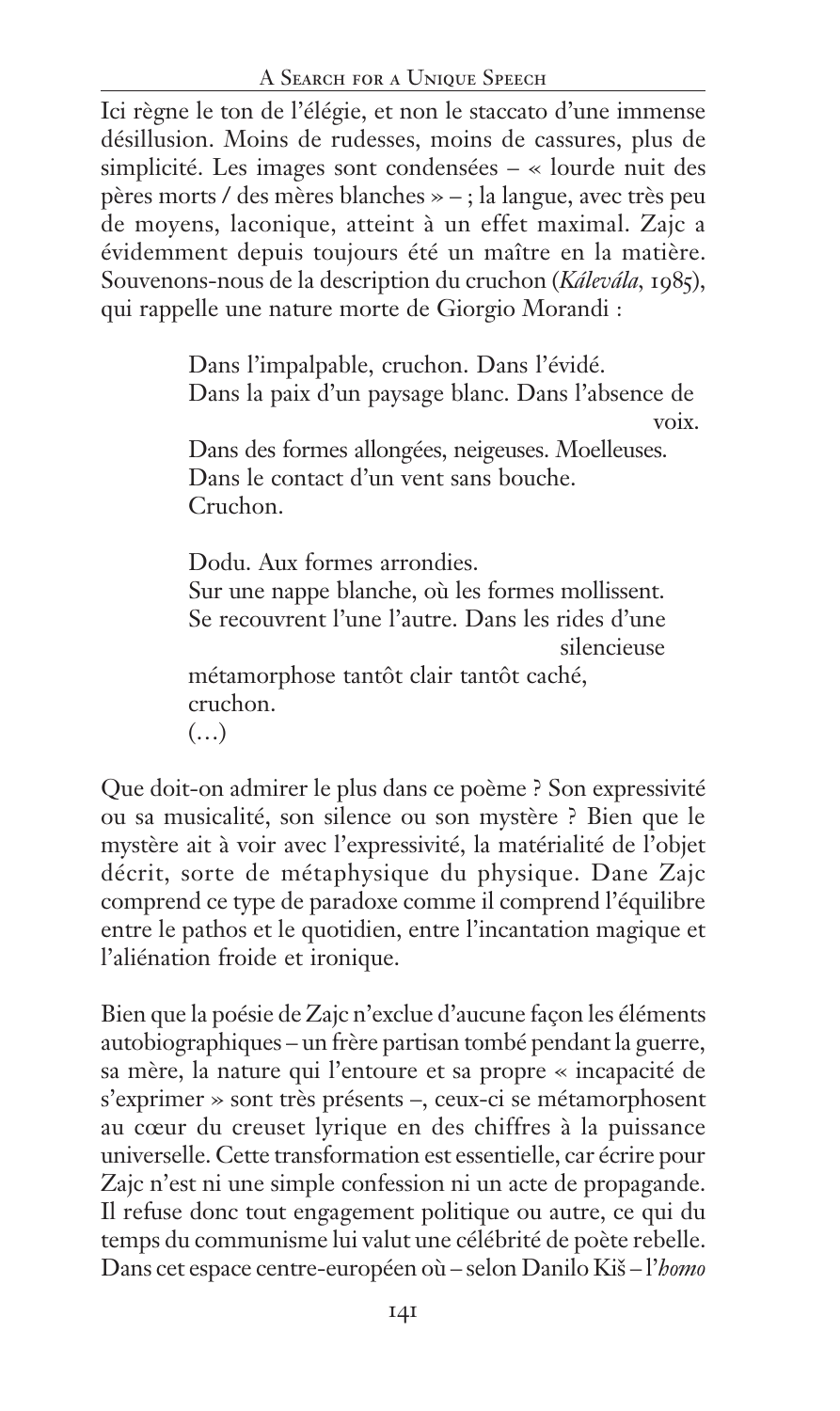Ici règne le ton de l'élégie, et non le staccato d'une immense désillusion. Moins de rudesses, moins de cassures, plus de simplicité. Les images sont condensées – « lourde nuit des pères morts / des mères blanches » – ; la langue, avec très peu de moyens, laconique, atteint à un effet maximal. Zajc a évidemment depuis toujours été un maître en la matière. Souvenons-nous de la description du cruchon (*Kálevála*, 1985), qui rappelle une nature morte de Giorgio Morandi :

> Dans l'impalpable, cruchon. Dans l'évidé.
> Dans la paix d'un paysage blanc. Dans l'absence de voix.
> Dans des formes allongées, neigeuses. Moelleuses.
> Dans le contact d'un vent sans bouche.
> Cruchon.
>
> Dodu. Aux formes arrondies.
> Sur une nappe blanche, où les formes mollissent.
> Se recouvrent l'une l'autre. Dans les rides d'une silencieuse
> métamorphose tantôt clair tantôt caché,
> cruchon.
> (…)

Que doit-on admirer le plus dans ce poème ? Son expressivité ou sa musicalité, son silence ou son mystère ? Bien que le mystère ait à voir avec l'expressivité, la matérialité de l'objet décrit, sorte de métaphysique du physique. Dane Zajc comprend ce type de paradoxe comme il comprend l'équilibre entre le pathos et le quotidien, entre l'incantation magique et l'aliénation froide et ironique.

Bien que la poésie de Zajc n'exclue d'aucune façon les éléments autobiographiques – un frère partisan tombé pendant la guerre, sa mère, la nature qui l'entoure et sa propre « incapacité de s'exprimer » sont très présents –, ceux-ci se métamorphosent au cœur du creuset lyrique en des chiffres à la puissance universelle. Cette transformation est essentielle, car écrire pour Zajc n'est ni une simple confession ni un acte de propagande. Il refuse donc tout engagement politique ou autre, ce qui du temps du communisme lui valut une célébrité de poète rebelle. Dans cet espace centre-européen où – selon Danilo Kiš – l'*homo*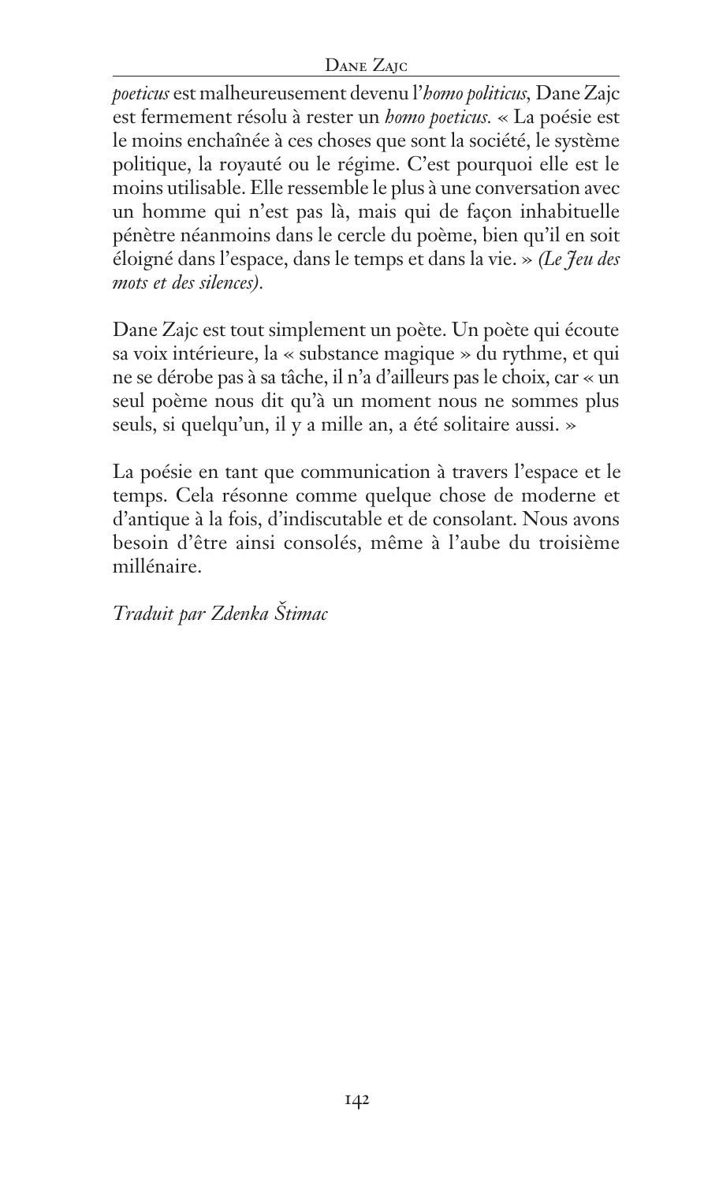*poeticus* est malheureusement devenu l'*homo politicus*, Dane Zajc est fermement résolu à rester un *homo poeticus.* « La poésie est le moins enchaînée à ces choses que sont la société, le système politique, la royauté ou le régime. C'est pourquoi elle est le moins utilisable. Elle ressemble le plus à une conversation avec un homme qui n'est pas là, mais qui de façon inhabituelle pénètre néanmoins dans le cercle du poème, bien qu'il en soit éloigné dans l'espace, dans le temps et dans la vie. » *(Le Jeu des mots et des silences).*

Dane Zajc est tout simplement un poète. Un poète qui écoute sa voix intérieure, la « substance magique » du rythme, et qui ne se dérobe pas à sa tâche, il n'a d'ailleurs pas le choix, car « un seul poème nous dit qu'à un moment nous ne sommes plus seuls, si quelqu'un, il y a mille an, a été solitaire aussi. »

La poésie en tant que communication à travers l'espace et le temps. Cela résonne comme quelque chose de moderne et d'antique à la fois, d'indiscutable et de consolant. Nous avons besoin d'être ainsi consolés, même à l'aube du troisième millénaire.

*Traduit par Zdenka Štimac*